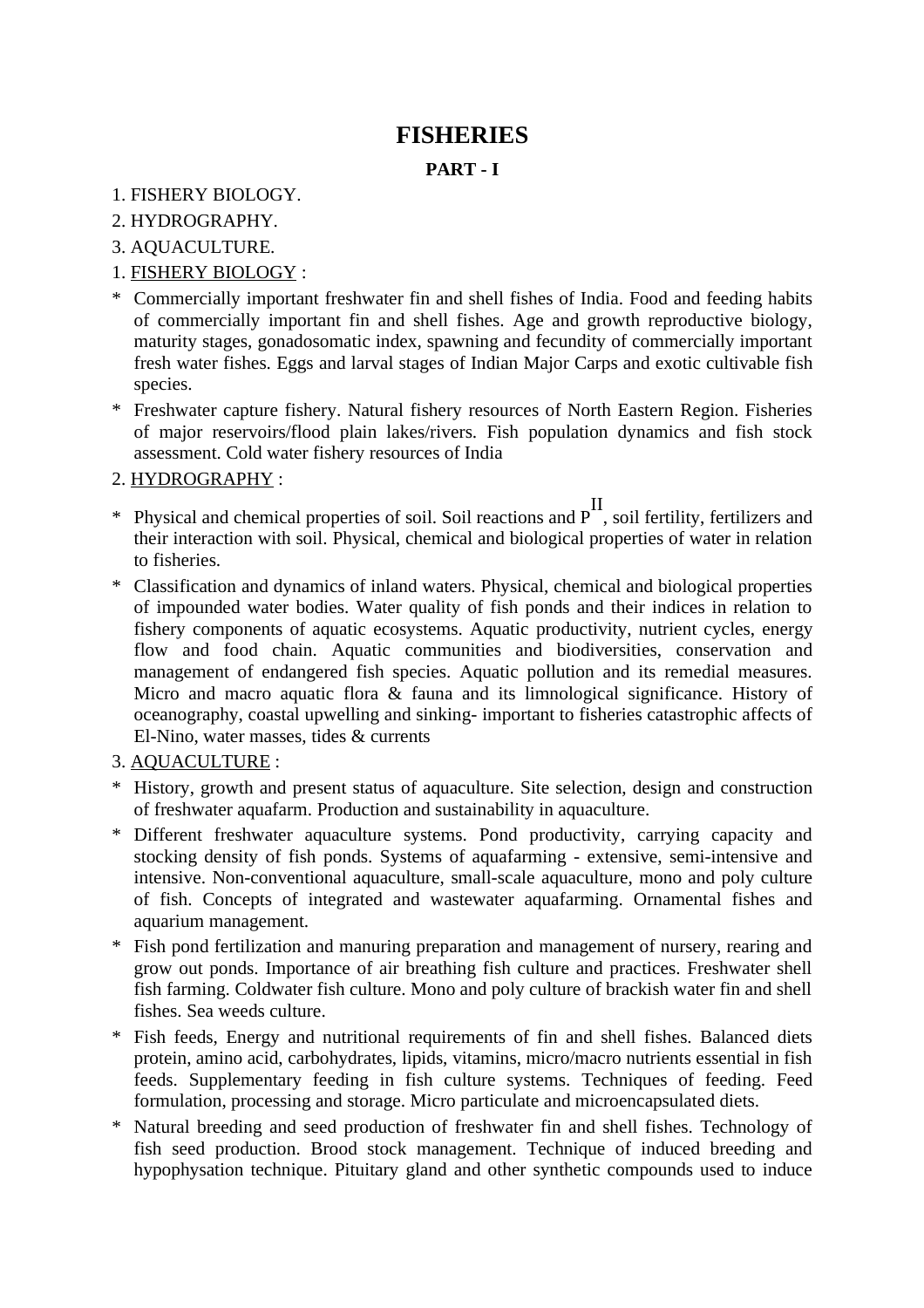# FISHERIES

## PART - I

1. FISHERY BIOLOGY.
2. HYDROGRAPHY.
3. AQUACULTURE.

1. <u>FISHERY BIOLOGY</u> :

* Commercially important freshwater fin and shell fishes of India. Food and feeding habits of commercially important fin and shell fishes. Age and growth reproductive biology, maturity stages, gonadosomatic index, spawning and fecundity of commercially important fresh water fishes. Eggs and larval stages of Indian Major Carps and exotic cultivable fish species.
* Freshwater capture fishery. Natural fishery resources of North Eastern Region. Fisheries of major reservoirs/flood plain lakes/rivers. Fish population dynamics and fish stock assessment. Cold water fishery resources of India

2. <u>HYDROGRAPHY</u> :

* Physical and chemical properties of soil. Soil reactions and $P^{II}$, soil fertility, fertilizers and their interaction with soil. Physical, chemical and biological properties of water in relation to fisheries.
* Classification and dynamics of inland waters. Physical, chemical and biological properties of impounded water bodies. Water quality of fish ponds and their indices in relation to fishery components of aquatic ecosystems. Aquatic productivity, nutrient cycles, energy flow and food chain. Aquatic communities and biodiversities, conservation and management of endangered fish species. Aquatic pollution and its remedial measures. Micro and macro aquatic flora & fauna and its limnological significance. History of oceanography, coastal upwelling and sinking- important to fisheries catastrophic affects of El-Nino, water masses, tides & currents

3. <u>AQUACULTURE</u> :

* History, growth and present status of aquaculture. Site selection, design and construction of freshwater aquafarm. Production and sustainability in aquaculture.
* Different freshwater aquaculture systems. Pond productivity, carrying capacity and stocking density of fish ponds. Systems of aquafarming - extensive, semi-intensive and intensive. Non-conventional aquaculture, small-scale aquaculture, mono and poly culture of fish. Concepts of integrated and wastewater aquafarming. Ornamental fishes and aquarium management.
* Fish pond fertilization and manuring preparation and management of nursery, rearing and grow out ponds. Importance of air breathing fish culture and practices. Freshwater shell fish farming. Coldwater fish culture. Mono and poly culture of brackish water fin and shell fishes. Sea weeds culture.
* Fish feeds, Energy and nutritional requirements of fin and shell fishes. Balanced diets protein, amino acid, carbohydrates, lipids, vitamins, micro/macro nutrients essential in fish feeds. Supplementary feeding in fish culture systems. Techniques of feeding. Feed formulation, processing and storage. Micro particulate and microencapsulated diets.
* Natural breeding and seed production of freshwater fin and shell fishes. Technology of fish seed production. Brood stock management. Technique of induced breeding and hypophysation technique. Pituitary gland and other synthetic compounds used to induce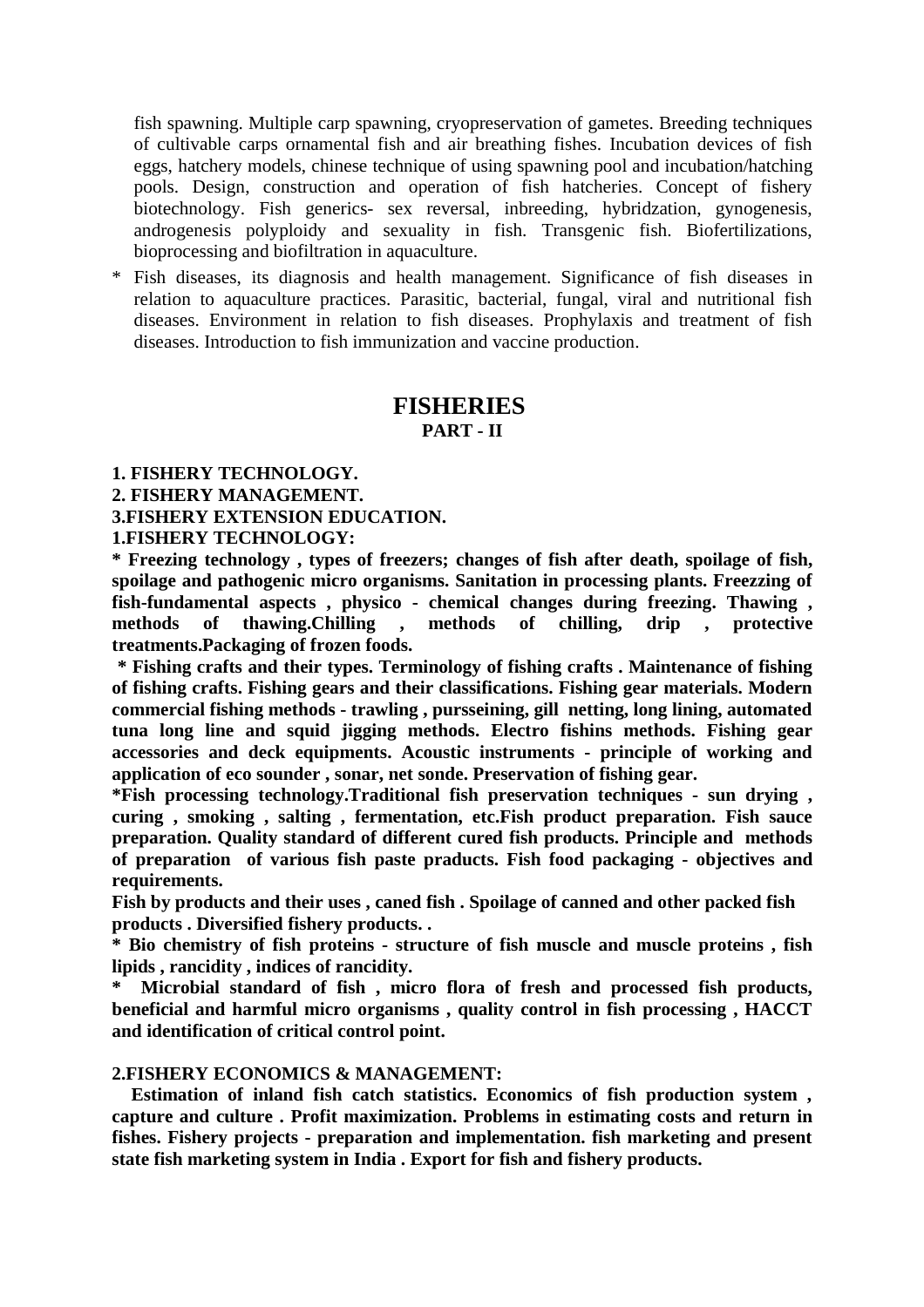fish spawning. Multiple carp spawning, cryopreservation of gametes. Breeding techniques of cultivable carps ornamental fish and air breathing fishes. Incubation devices of fish eggs, hatchery models, chinese technique of using spawning pool and incubation/hatching pools. Design, construction and operation of fish hatcheries. Concept of fishery biotechnology. Fish generics- sex reversal, inbreeding, hybridzation, gynogenesis, androgenesis polyploidy and sexuality in fish. Transgenic fish. Biofertilizations, bioprocessing and biofiltration in aquaculture.

* Fish diseases, its diagnosis and health management. Significance of fish diseases in relation to aquaculture practices. Parasitic, bacterial, fungal, viral and nutritional fish diseases. Environment in relation to fish diseases. Prophylaxis and treatment of fish diseases. Introduction to fish immunization and vaccine production.

# FISHERIES
## PART - II

**1. FISHERY TECHNOLOGY.**
**2. FISHERY MANAGEMENT.**
**3.FISHERY EXTENSION EDUCATION.**

**1.FISHERY TECHNOLOGY:**

**\* Freezing technology , types of freezers; changes of fish after death, spoilage of fish, spoilage and pathogenic micro organisms. Sanitation in processing plants. Freezzing of fish-fundamental aspects , physico - chemical changes during freezing. Thawing , methods of thawing.Chilling , methods of chilling, drip , protective treatments.Packaging of frozen foods.**

**\* Fishing crafts and their types. Terminology of fishing crafts . Maintenance of fishing of fishing crafts. Fishing gears and their classifications. Fishing gear materials. Modern commercial fishing methods - trawling , pursseining, gill netting, long lining, automated tuna long line and squid jigging methods. Electro fishins methods. Fishing gear accessories and deck equipments. Acoustic instruments - principle of working and application of eco sounder , sonar, net sonde. Preservation of fishing gear.**

**\*Fish processing technology.Traditional fish preservation techniques - sun drying , curing , smoking , salting , fermentation, etc.Fish product preparation. Fish sauce preparation. Quality standard of different cured fish products. Principle and methods of preparation of various fish paste praducts. Fish food packaging - objectives and requirements.**

**Fish by products and their uses , caned fish . Spoilage of canned and other packed fish products . Diversified fishery products. .**

**\* Bio chemistry of fish proteins - structure of fish muscle and muscle proteins , fish lipids , rancidity , indices of rancidity.**

**\* Microbial standard of fish , micro flora of fresh and processed fish products, beneficial and harmful micro organisms , quality control in fish processing , HACCT and identification of critical control point.**

**2.FISHERY ECONOMICS & MANAGEMENT:**

**Estimation of inland fish catch statistics. Economics of fish production system , capture and culture . Profit maximization. Problems in estimating costs and return in fishes. Fishery projects - preparation and implementation. fish marketing and present state fish marketing system in India . Export for fish and fishery products.**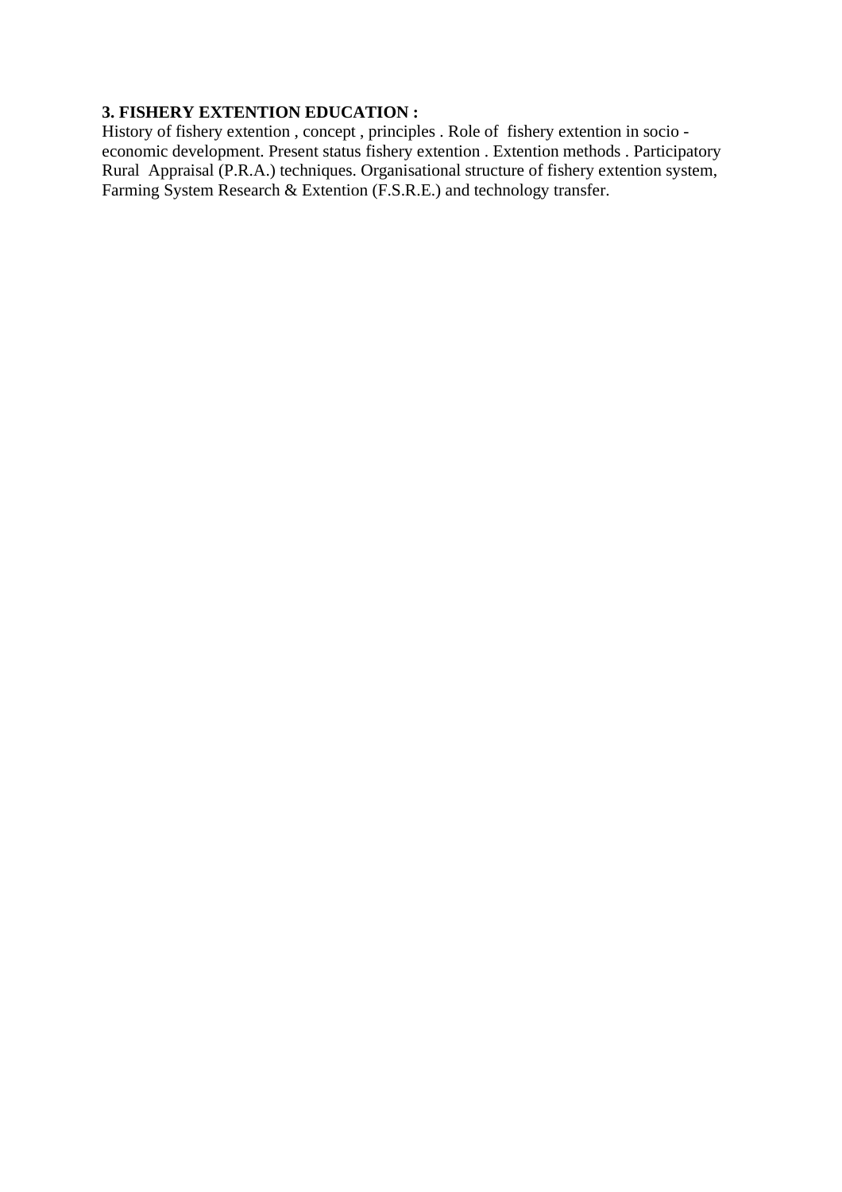**3. FISHERY EXTENTION EDUCATION :**

History of fishery extention , concept , principles . Role of fishery extention in socio - economic development. Present status fishery extention . Extention methods . Participatory Rural Appraisal (P.R.A.) techniques. Organisational structure of fishery extention system, Farming System Research & Extention (F.S.R.E.) and technology transfer.